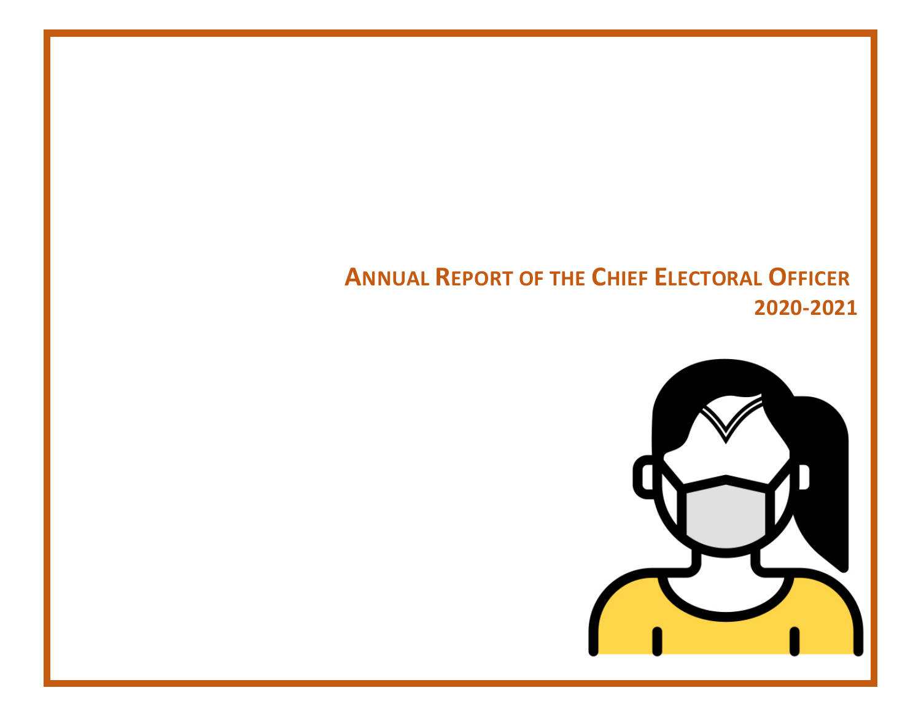# Annual Report of the Chief Electoral Officer

## 2020-2021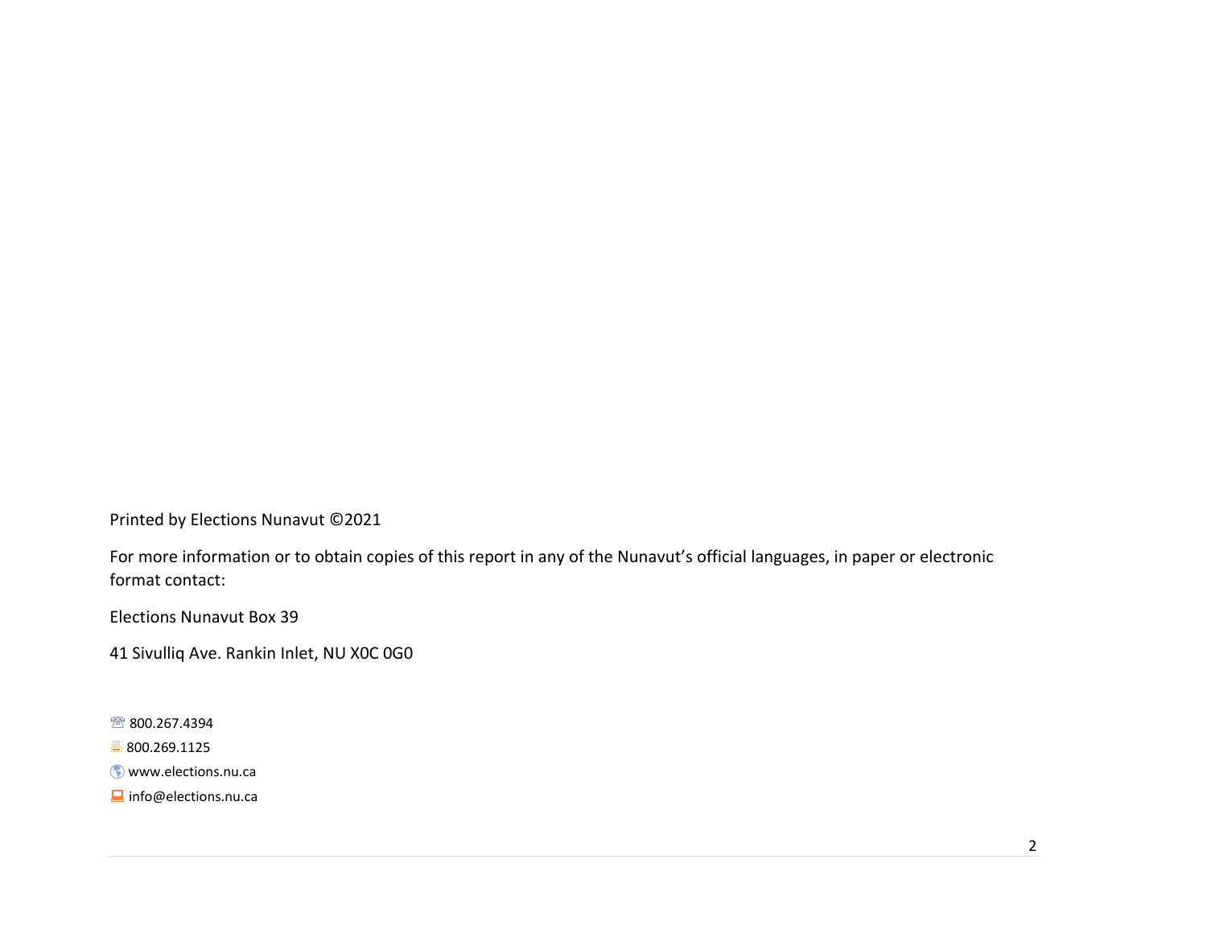Printed by Elections Nunavut ©2021

For more information or to obtain copies of this report in any of the Nunavut's official languages, in paper or electronic format contact:

Elections Nunavut Box 39

41 Sivulliq Ave. Rankin Inlet, NU X0C 0G0

☏ 800.267.4394

800.269.1125

www.elections.nu.ca

info@elections.nu.ca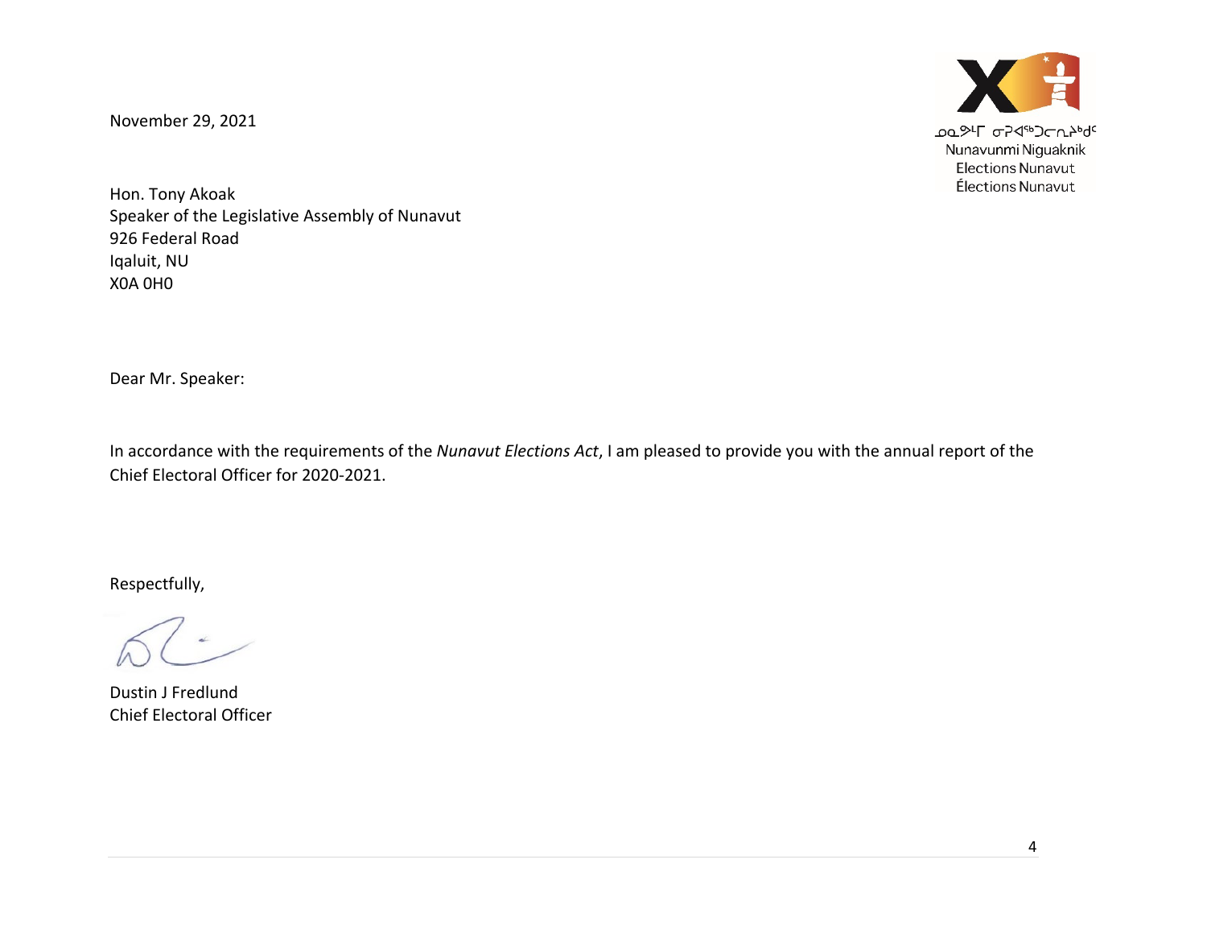ᓄᓇᕗᒻᒥ ᓂᒍᐊᖅᑐᓕᕆᓂᒃᑯᑦ
Nunavunmi Niguaknik
Elections Nunavut
Élections Nunavut

November 29, 2021

Hon. Tony Akoak
Speaker of the Legislative Assembly of Nunavut
926 Federal Road
Iqaluit, NU
X0A 0H0

Dear Mr. Speaker:

In accordance with the requirements of the *Nunavut Elections Act*, I am pleased to provide you with the annual report of the Chief Electoral Officer for 2020-2021.

Respectfully,

Dustin J Fredlund
Chief Electoral Officer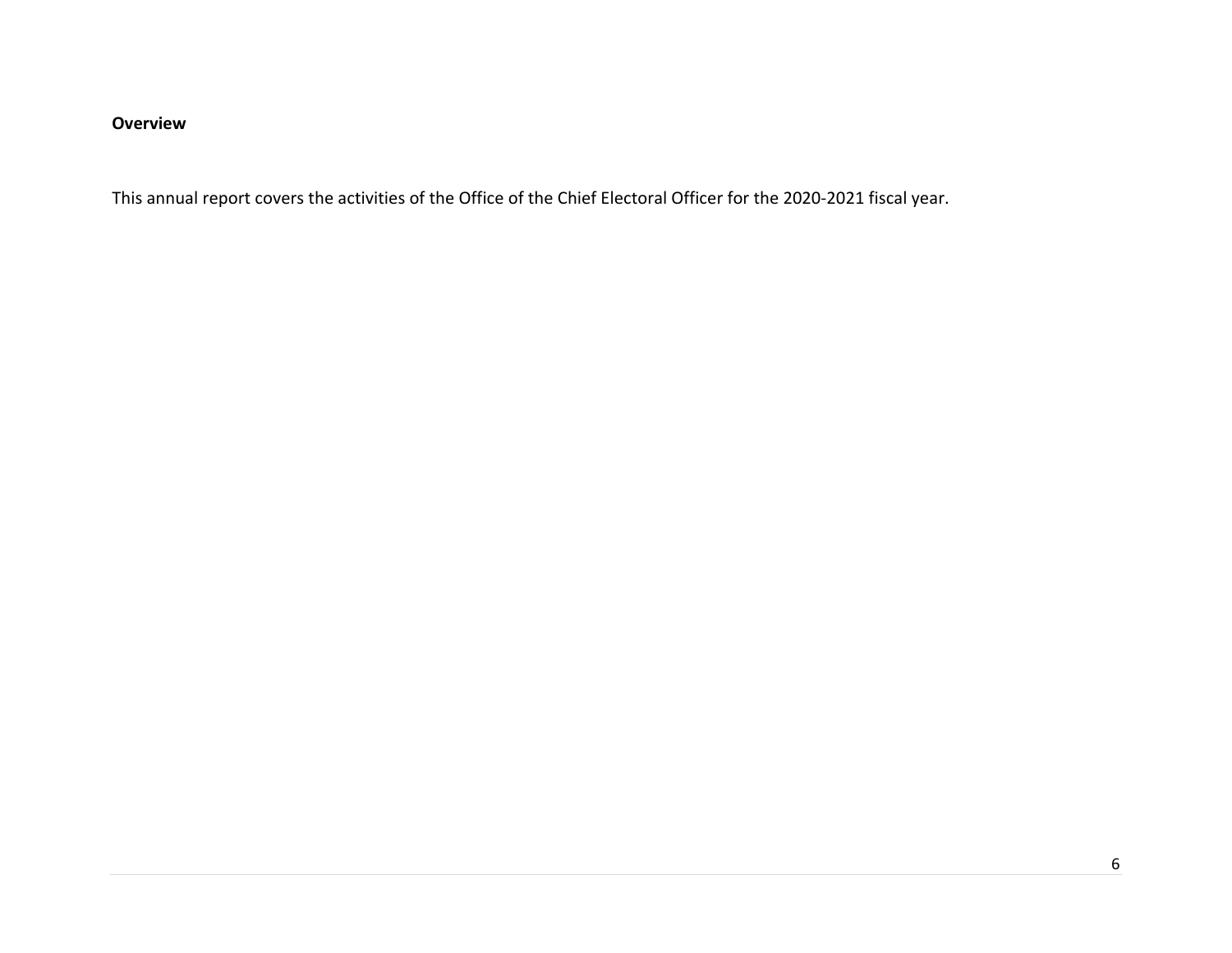**Overview**

This annual report covers the activities of the Office of the Chief Electoral Officer for the 2020-2021 fiscal year.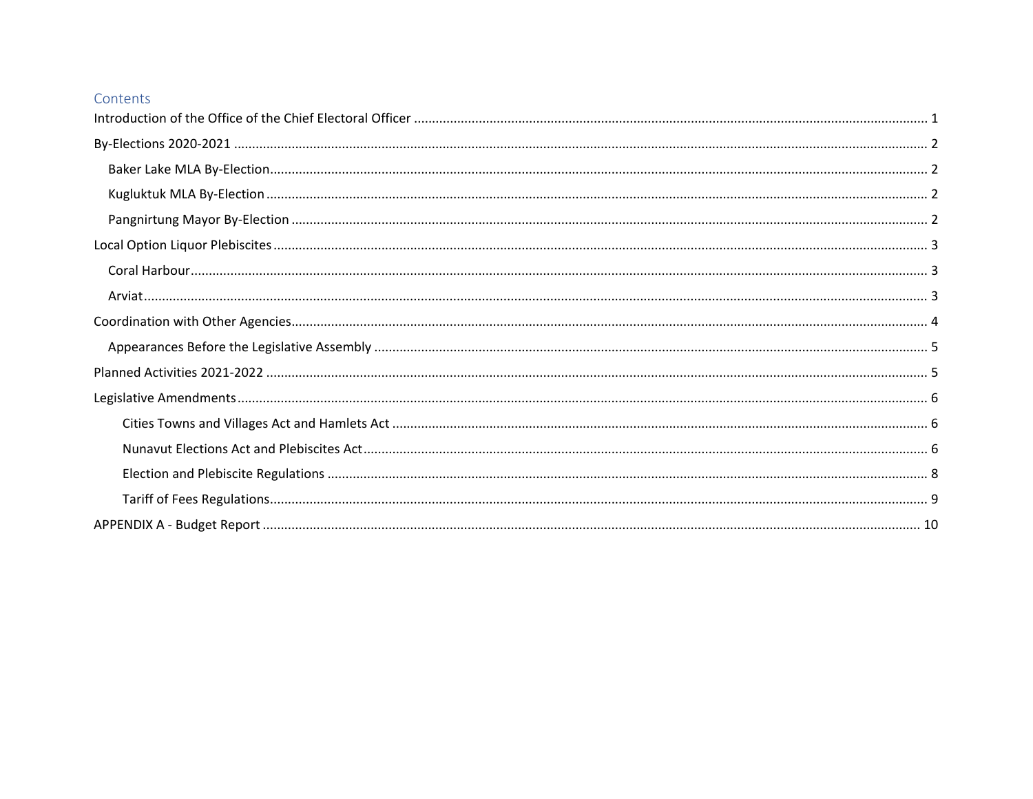## Contents

- Introduction of the Office of the Chief Electoral Officer ........ 1
- By-Elections 2020-2021 ........ 2
  - Baker Lake MLA By-Election ........ 2
  - Kugluktuk MLA By-Election ........ 2
  - Pangnirtung Mayor By-Election ........ 2
- Local Option Liquor Plebiscites ........ 3
  - Coral Harbour ........ 3
  - Arviat ........ 3
- Coordination with Other Agencies ........ 4
  - Appearances Before the Legislative Assembly ........ 5
- Planned Activities 2021-2022 ........ 5
- Legislative Amendments ........ 6
    - Cities Towns and Villages Act and Hamlets Act ........ 6
    - Nunavut Elections Act and Plebiscites Act ........ 6
    - Election and Plebiscite Regulations ........ 8
    - Tariff of Fees Regulations ........ 9
- APPENDIX A - Budget Report ........ 10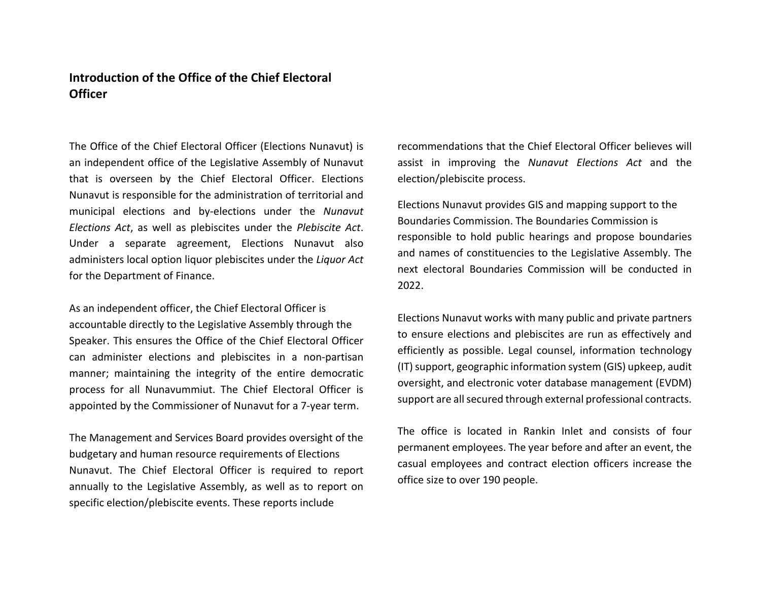## Introduction of the Office of the Chief Electoral Officer

The Office of the Chief Electoral Officer (Elections Nunavut) is an independent office of the Legislative Assembly of Nunavut that is overseen by the Chief Electoral Officer. Elections Nunavut is responsible for the administration of territorial and municipal elections and by-elections under the *Nunavut Elections Act*, as well as plebiscites under the *Plebiscite Act*. Under a separate agreement, Elections Nunavut also administers local option liquor plebiscites under the *Liquor Act* for the Department of Finance.

As an independent officer, the Chief Electoral Officer is accountable directly to the Legislative Assembly through the Speaker. This ensures the Office of the Chief Electoral Officer can administer elections and plebiscites in a non-partisan manner; maintaining the integrity of the entire democratic process for all Nunavummiut. The Chief Electoral Officer is appointed by the Commissioner of Nunavut for a 7-year term.

The Management and Services Board provides oversight of the budgetary and human resource requirements of Elections Nunavut. The Chief Electoral Officer is required to report annually to the Legislative Assembly, as well as to report on specific election/plebiscite events. These reports include recommendations that the Chief Electoral Officer believes will assist in improving the *Nunavut Elections Act* and the election/plebiscite process.

Elections Nunavut provides GIS and mapping support to the Boundaries Commission. The Boundaries Commission is responsible to hold public hearings and propose boundaries and names of constituencies to the Legislative Assembly. The next electoral Boundaries Commission will be conducted in 2022.

Elections Nunavut works with many public and private partners to ensure elections and plebiscites are run as effectively and efficiently as possible. Legal counsel, information technology (IT) support, geographic information system (GIS) upkeep, audit oversight, and electronic voter database management (EVDM) support are all secured through external professional contracts.

The office is located in Rankin Inlet and consists of four permanent employees. The year before and after an event, the casual employees and contract election officers increase the office size to over 190 people.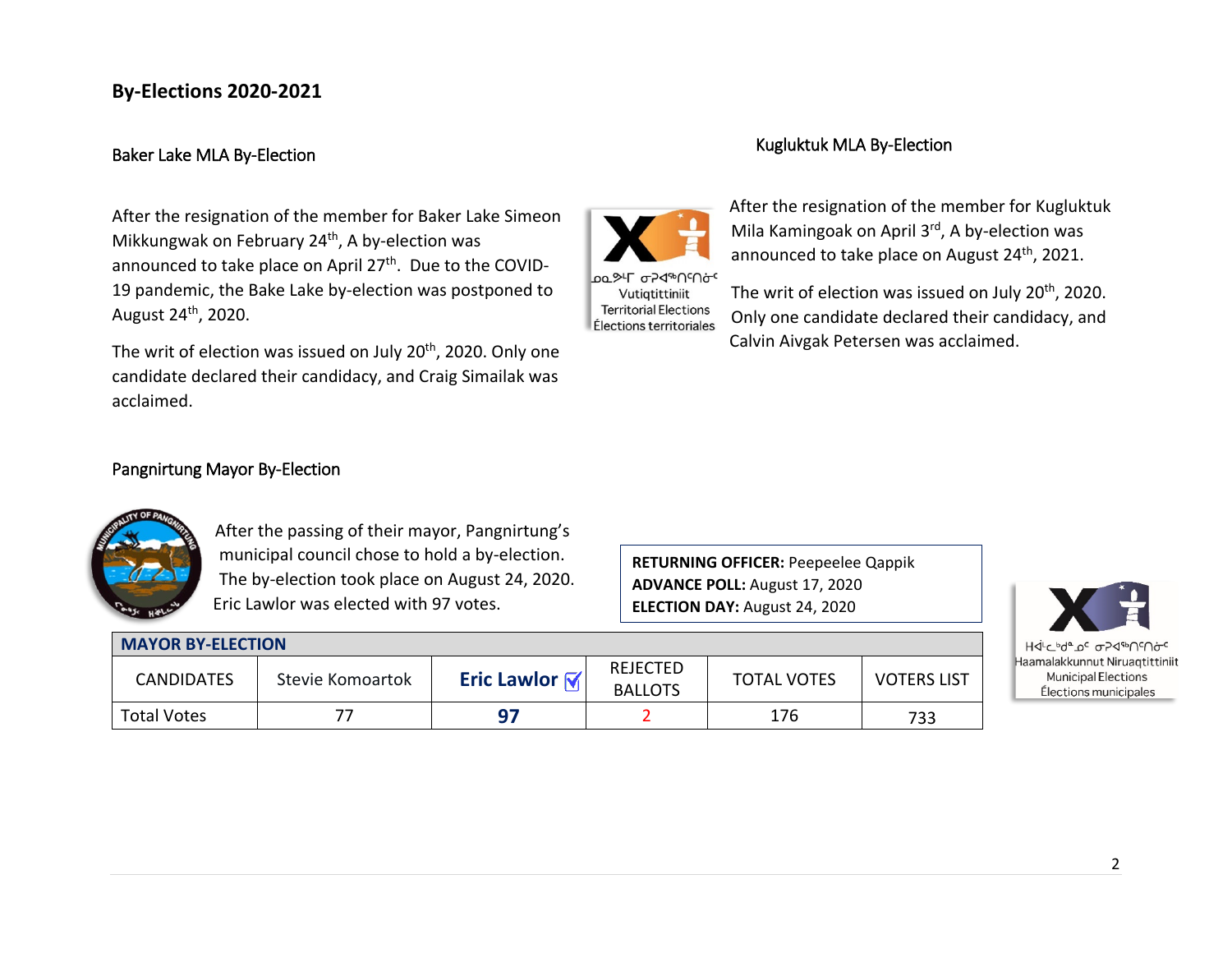## By-Elections 2020-2021

### Baker Lake MLA By-Election

After the resignation of the member for Baker Lake Simeon Mikkungwak on February 24th, A by-election was announced to take place on April 27th. Due to the COVID-19 pandemic, the Bake Lake by-election was postponed to August 24th, 2020.

The writ of election was issued on July 20th, 2020. Only one candidate declared their candidacy, and Craig Simailak was acclaimed.

### Kugluktuk MLA By-Election

ᓄᓇᕗᒻᒥ ᓂᕈᐊᖅᑎᑦᑎᓂᑦ
Vutiqtittiniit
Territorial Elections
Élections territoriales

After the resignation of the member for Kugluktuk Mila Kamingoak on April 3rd, A by-election was announced to take place on August 24th, 2021.

The writ of election was issued on July 20th, 2020. Only one candidate declared their candidacy, and Calvin Aivgak Petersen was acclaimed.

### Pangnirtung Mayor By-Election

After the passing of their mayor, Pangnirtung's municipal council chose to hold a by-election. The by-election took place on August 24, 2020. Eric Lawlor was elected with 97 votes.

**RETURNING OFFICER:** Peepeelee Qappik
**ADVANCE POLL:** August 17, 2020
**ELECTION DAY:** August 24, 2020

| MAYOR BY-ELECTION | | | | | |
|---|---|---|---|---|---|
| CANDIDATES | Stevie Komoartok | **Eric Lawlor** ☑ | REJECTED BALLOTS | TOTAL VOTES | VOTERS LIST |
| Total Votes | 77 | **97** | 2 | 176 | 733 |

ᕼᐋᒪᓚᒃᑯᓐᓄᑦ ᓂᕈᐊᖅᑎᑦᑎᓂᑦ
Haamalakkunnut Niruaqtittiniit
Municipal Elections
Élections municipales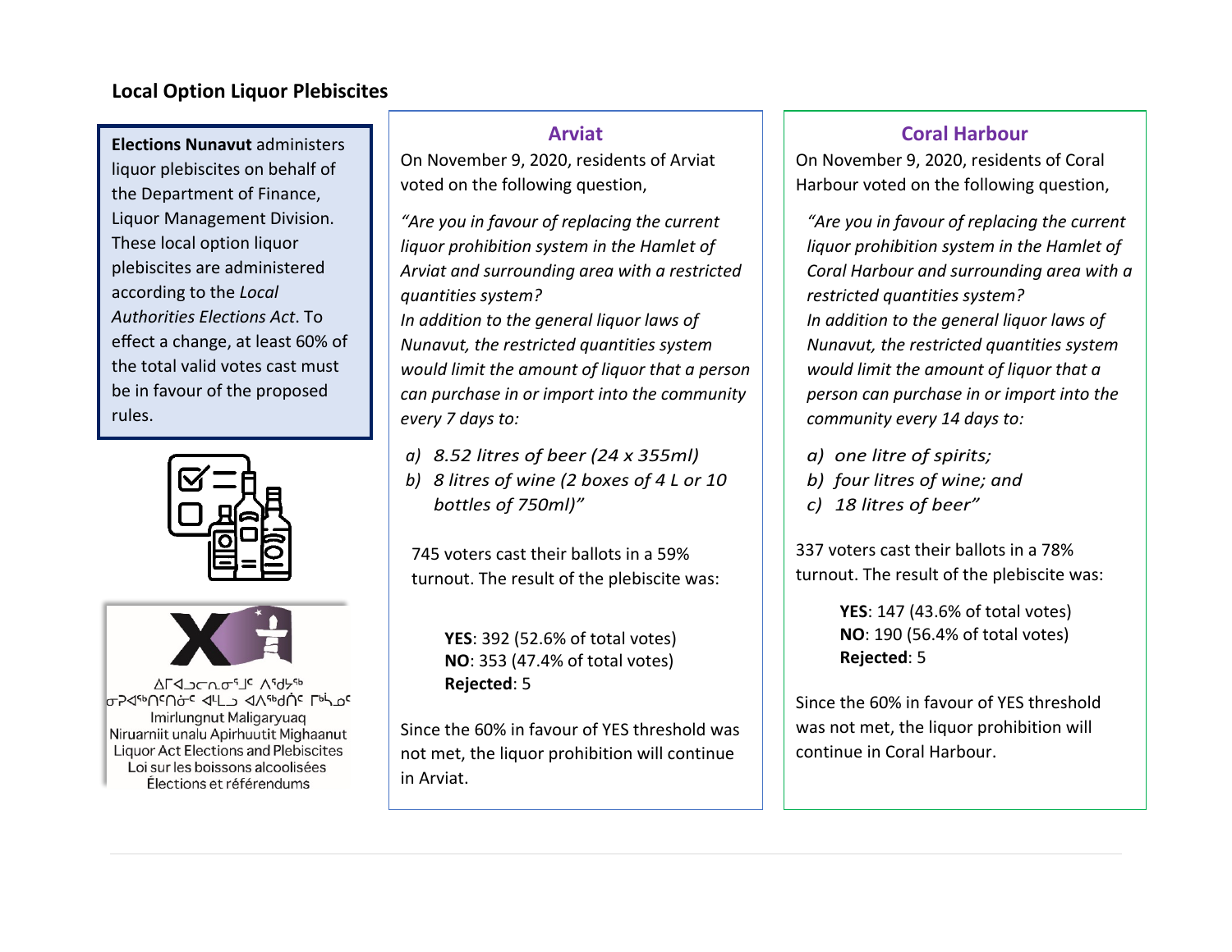## Local Option Liquor Plebiscites

**Elections Nunavut** administers liquor plebiscites on behalf of the Department of Finance, Liquor Management Division. These local option liquor plebiscites are administered according to the *Local Authorities Elections Act*. To effect a change, at least 60% of the total valid votes cast must be in favour of the proposed rules.

ᐃᒥᐊᓗᓕᕆᓂᖅᒧᑦ ᐱᖁᔾᔪᑦ
ᓂᕈᐊᖅᑎᑦᑎᓂᖅ ᐊᒻᒪᓗ ᐊᐱᖅᑯᑎᑦ ᒥᒃᓵᓄᑦ
Imirlungnut Maligaryuaq
Niruarniit unalu Apirhuutit Mighaanut
Liquor Act Elections and Plebiscites
Loi sur les boissons alcoolisées
Élections et référendums

### Arviat

On November 9, 2020, residents of Arviat voted on the following question,

*"Are you in favour of replacing the current liquor prohibition system in the Hamlet of Arviat and surrounding area with a restricted quantities system?*
*In addition to the general liquor laws of Nunavut, the restricted quantities system would limit the amount of liquor that a person can purchase in or import into the community every 7 days to:*

*a) 8.52 litres of beer (24 x 355ml)*
*b) 8 litres of wine (2 boxes of 4 L or 10 bottles of 750ml)"*

745 voters cast their ballots in a 59% turnout. The result of the plebiscite was:

**YES**: 392 (52.6% of total votes)
**NO**: 353 (47.4% of total votes)
**Rejected**: 5

Since the 60% in favour of YES threshold was not met, the liquor prohibition will continue in Arviat.

### Coral Harbour

On November 9, 2020, residents of Coral Harbour voted on the following question,

*"Are you in favour of replacing the current liquor prohibition system in the Hamlet of Coral Harbour and surrounding area with a restricted quantities system?*
*In addition to the general liquor laws of Nunavut, the restricted quantities system would limit the amount of liquor that a person can purchase in or import into the community every 14 days to:*

*a) one litre of spirits;*
*b) four litres of wine; and*
*c) 18 litres of beer"*

337 voters cast their ballots in a 78% turnout. The result of the plebiscite was:

**YES**: 147 (43.6% of total votes)
**NO**: 190 (56.4% of total votes)
**Rejected**: 5

Since the 60% in favour of YES threshold was not met, the liquor prohibition will continue in Coral Harbour.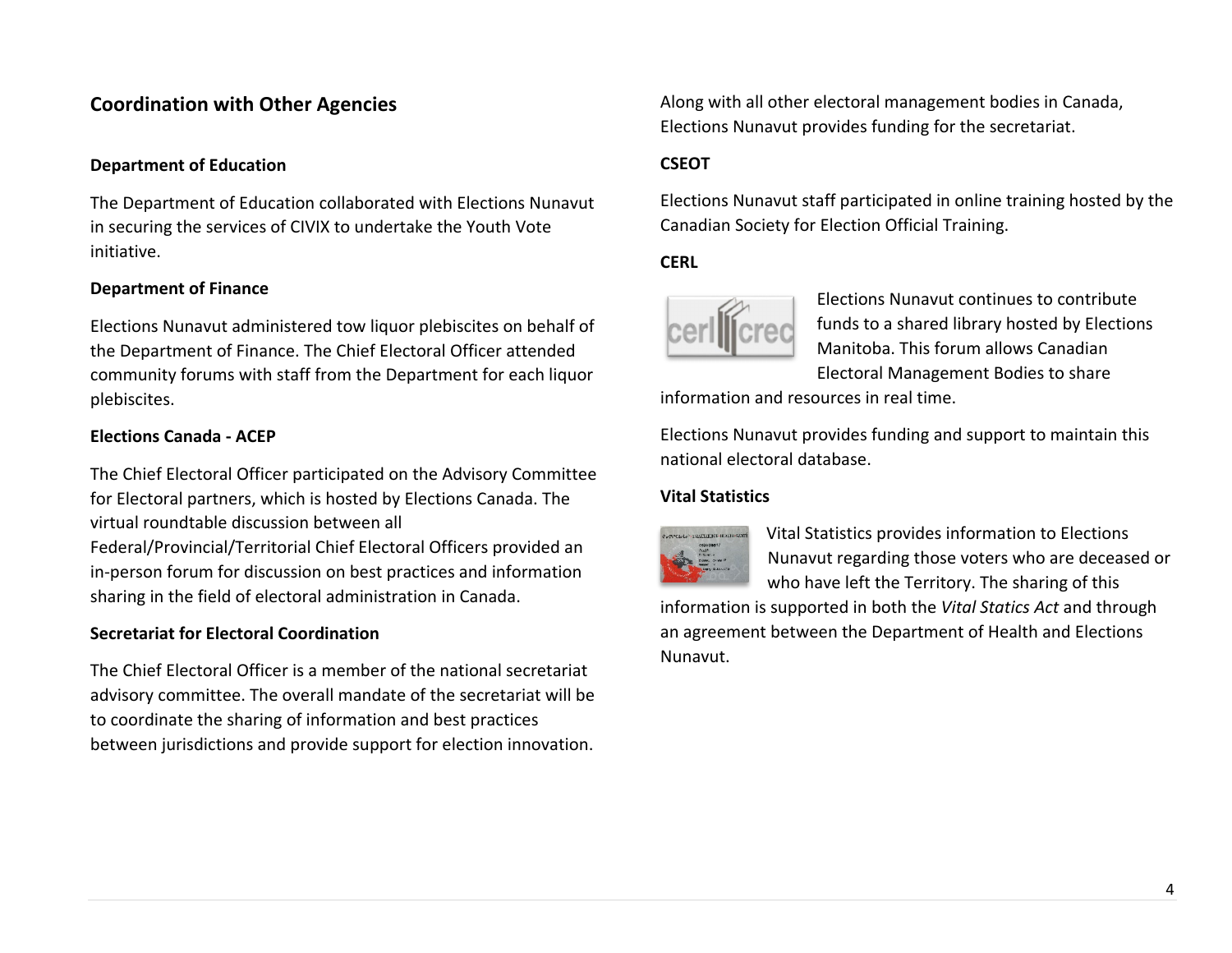## Coordination with Other Agencies

### Department of Education

The Department of Education collaborated with Elections Nunavut in securing the services of CIVIX to undertake the Youth Vote initiative.

### Department of Finance

Elections Nunavut administered tow liquor plebiscites on behalf of the Department of Finance. The Chief Electoral Officer attended community forums with staff from the Department for each liquor plebiscites.

### Elections Canada - ACEP

The Chief Electoral Officer participated on the Advisory Committee for Electoral partners, which is hosted by Elections Canada. The virtual roundtable discussion between all Federal/Provincial/Territorial Chief Electoral Officers provided an in-person forum for discussion on best practices and information sharing in the field of electoral administration in Canada.

### Secretariat for Electoral Coordination

The Chief Electoral Officer is a member of the national secretariat advisory committee. The overall mandate of the secretariat will be to coordinate the sharing of information and best practices between jurisdictions and provide support for election innovation. Along with all other electoral management bodies in Canada, Elections Nunavut provides funding for the secretariat.

### CSEOT

Elections Nunavut staff participated in online training hosted by the Canadian Society for Election Official Training.

### CERL

Elections Nunavut continues to contribute funds to a shared library hosted by Elections Manitoba. This forum allows Canadian Electoral Management Bodies to share information and resources in real time.

Elections Nunavut provides funding and support to maintain this national electoral database.

### Vital Statistics

Vital Statistics provides information to Elections Nunavut regarding those voters who are deceased or who have left the Territory. The sharing of this information is supported in both the *Vital Statics Act* and through an agreement between the Department of Health and Elections Nunavut.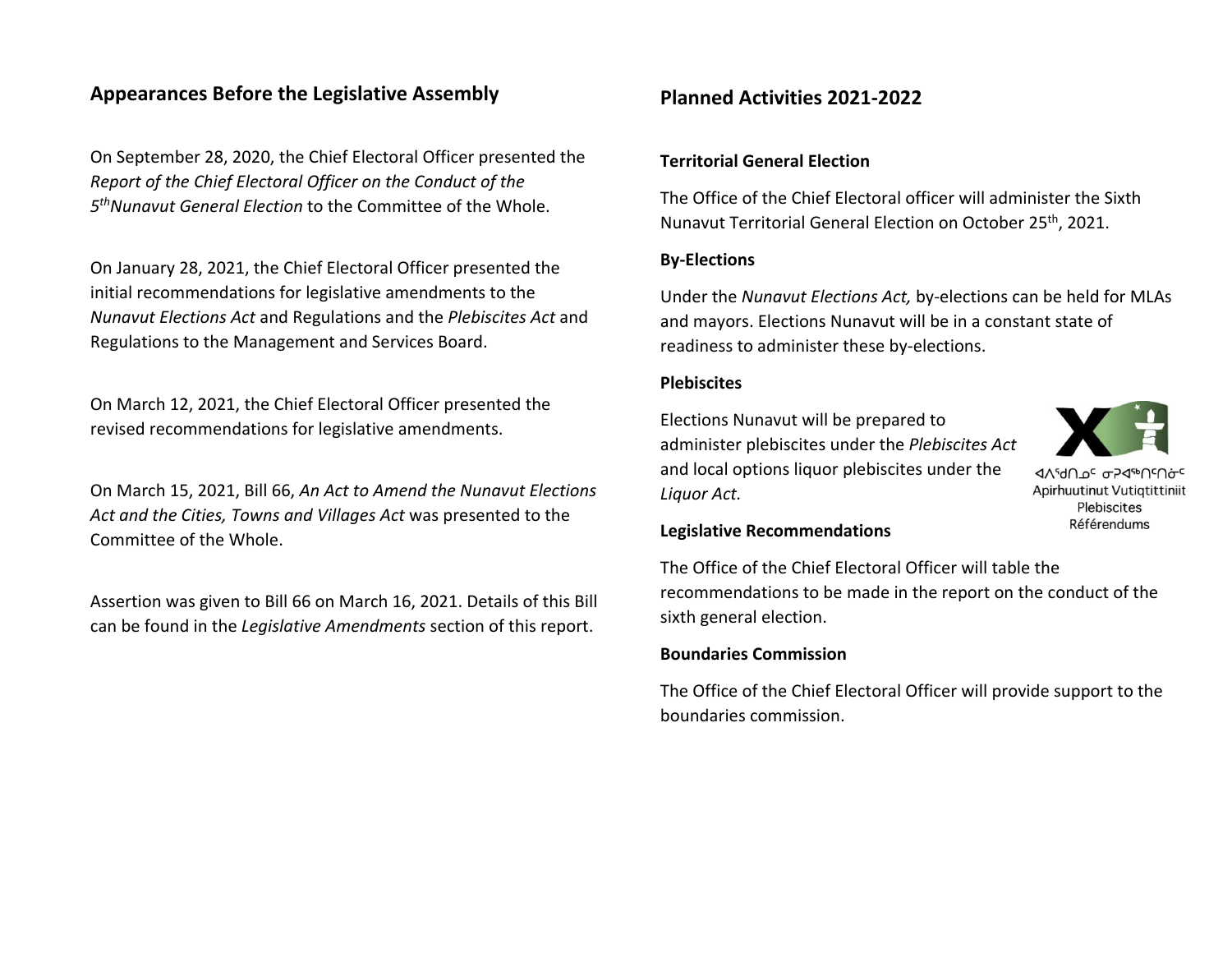## Appearances Before the Legislative Assembly

On September 28, 2020, the Chief Electoral Officer presented the *Report of the Chief Electoral Officer on the Conduct of the 5th Nunavut General Election* to the Committee of the Whole.

On January 28, 2021, the Chief Electoral Officer presented the initial recommendations for legislative amendments to the *Nunavut Elections Act* and Regulations and the *Plebiscites Act* and Regulations to the Management and Services Board.

On March 12, 2021, the Chief Electoral Officer presented the revised recommendations for legislative amendments.

On March 15, 2021, Bill 66, *An Act to Amend the Nunavut Elections Act and the Cities, Towns and Villages Act* was presented to the Committee of the Whole.

Assertion was given to Bill 66 on March 16, 2021. Details of this Bill can be found in the *Legislative Amendments* section of this report.

## Planned Activities 2021-2022

**Territorial General Election**

The Office of the Chief Electoral officer will administer the Sixth Nunavut Territorial General Election on October 25th, 2021.

**By-Elections**

Under the *Nunavut Elections Act,* by-elections can be held for MLAs and mayors. Elections Nunavut will be in a constant state of readiness to administer these by-elections.

**Plebiscites**

Elections Nunavut will be prepared to administer plebiscites under the *Plebiscites Act* and local options liquor plebiscites under the *Liquor Act.*

ᐊᐱᖅᑯᑎᓄᑦ ᓂᕈᐊᖅᑎᑦᑎᓂᑦ
Apirhuutinut Vutiqtittiniit
Plebiscites
Référendums

**Legislative Recommendations**

The Office of the Chief Electoral Officer will table the recommendations to be made in the report on the conduct of the sixth general election.

**Boundaries Commission**

The Office of the Chief Electoral Officer will provide support to the boundaries commission.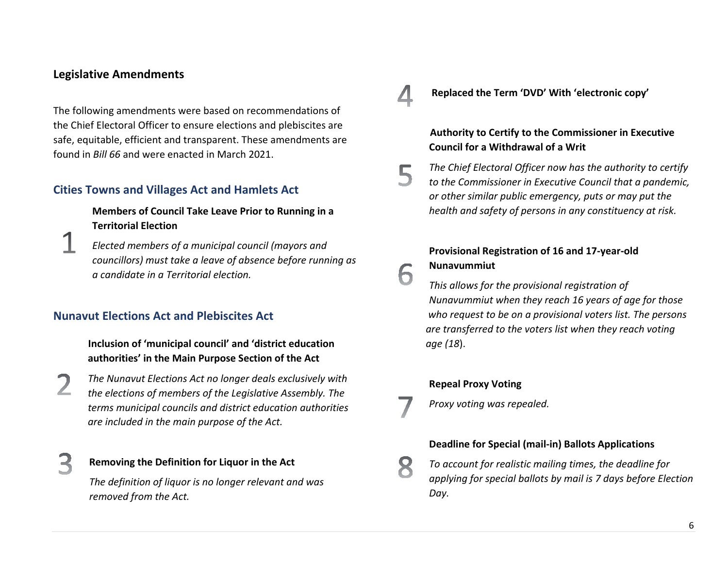## Legislative Amendments

The following amendments were based on recommendations of the Chief Electoral Officer to ensure elections and plebiscites are safe, equitable, efficient and transparent. These amendments are found in *Bill 66* and were enacted in March 2021.

### Cities Towns and Villages Act and Hamlets Act

1

**Members of Council Take Leave Prior to Running in a Territorial Election**

*Elected members of a municipal council (mayors and councillors) must take a leave of absence before running as a candidate in a Territorial election.*

### Nunavut Elections Act and Plebiscites Act

2

**Inclusion of 'municipal council' and 'district education authorities' in the Main Purpose Section of the Act**

*The Nunavut Elections Act no longer deals exclusively with the elections of members of the Legislative Assembly. The terms municipal councils and district education authorities are included in the main purpose of the Act.*

3

**Removing the Definition for Liquor in the Act**

*The definition of liquor is no longer relevant and was removed from the Act.*

4

**Replaced the Term 'DVD' With 'electronic copy'**

5

**Authority to Certify to the Commissioner in Executive Council for a Withdrawal of a Writ**

*The Chief Electoral Officer now has the authority to certify to the Commissioner in Executive Council that a pandemic, or other similar public emergency, puts or may put the health and safety of persons in any constituency at risk.*

6

**Provisional Registration of 16 and 17-year-old Nunavummiut**

*This allows for the provisional registration of Nunavummiut when they reach 16 years of age for those who request to be on a provisional voters list. The persons are transferred to the voters list when they reach voting age (18).*

7

**Repeal Proxy Voting**

*Proxy voting was repealed.*

8

**Deadline for Special (mail-in) Ballots Applications**

*To account for realistic mailing times, the deadline for applying for special ballots by mail is 7 days before Election Day.*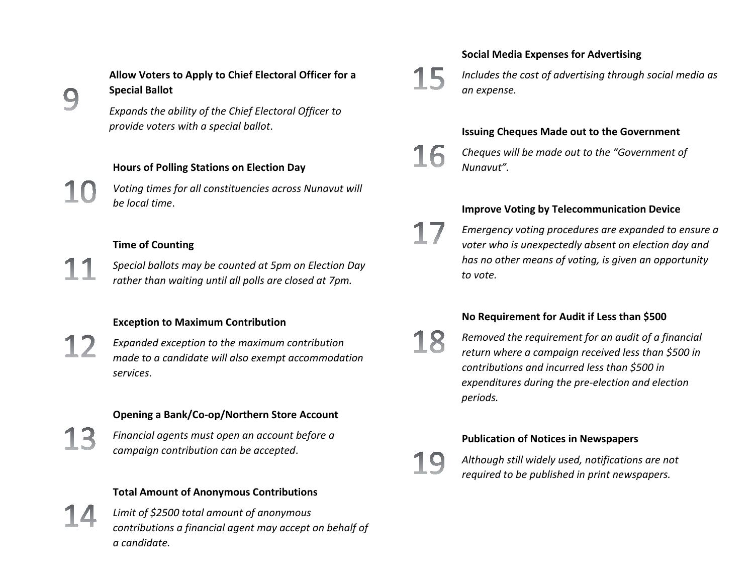## 9

**Allow Voters to Apply to Chief Electoral Officer for a Special Ballot**

*Expands the ability of the Chief Electoral Officer to provide voters with a special ballot*.

## 10

**Hours of Polling Stations on Election Day**

*Voting times for all constituencies across Nunavut will be local time*.

## 11

**Time of Counting**

*Special ballots may be counted at 5pm on Election Day rather than waiting until all polls are closed at 7pm.*

## 12

**Exception to Maximum Contribution**

*Expanded exception to the maximum contribution made to a candidate will also exempt accommodation services*.

## 13

**Opening a Bank/Co-op/Northern Store Account**

*Financial agents must open an account before a campaign contribution can be accepted*.

## 14

**Total Amount of Anonymous Contributions**

*Limit of $2500 total amount of anonymous contributions a financial agent may accept on behalf of a candidate.*

## 15

**Social Media Expenses for Advertising**

*Includes the cost of advertising through social media as an expense.*

## 16

**Issuing Cheques Made out to the Government**

*Cheques will be made out to the "Government of Nunavut".*

## 17

**Improve Voting by Telecommunication Device**

*Emergency voting procedures are expanded to ensure a voter who is unexpectedly absent on election day and has no other means of voting, is given an opportunity to vote.*

## 18

**No Requirement for Audit if Less than $500**

*Removed the requirement for an audit of a financial return where a campaign received less than $500 in contributions and incurred less than $500 in expenditures during the pre-election and election periods.*

## 19

**Publication of Notices in Newspapers**

*Although still widely used, notifications are not required to be published in print newspapers.*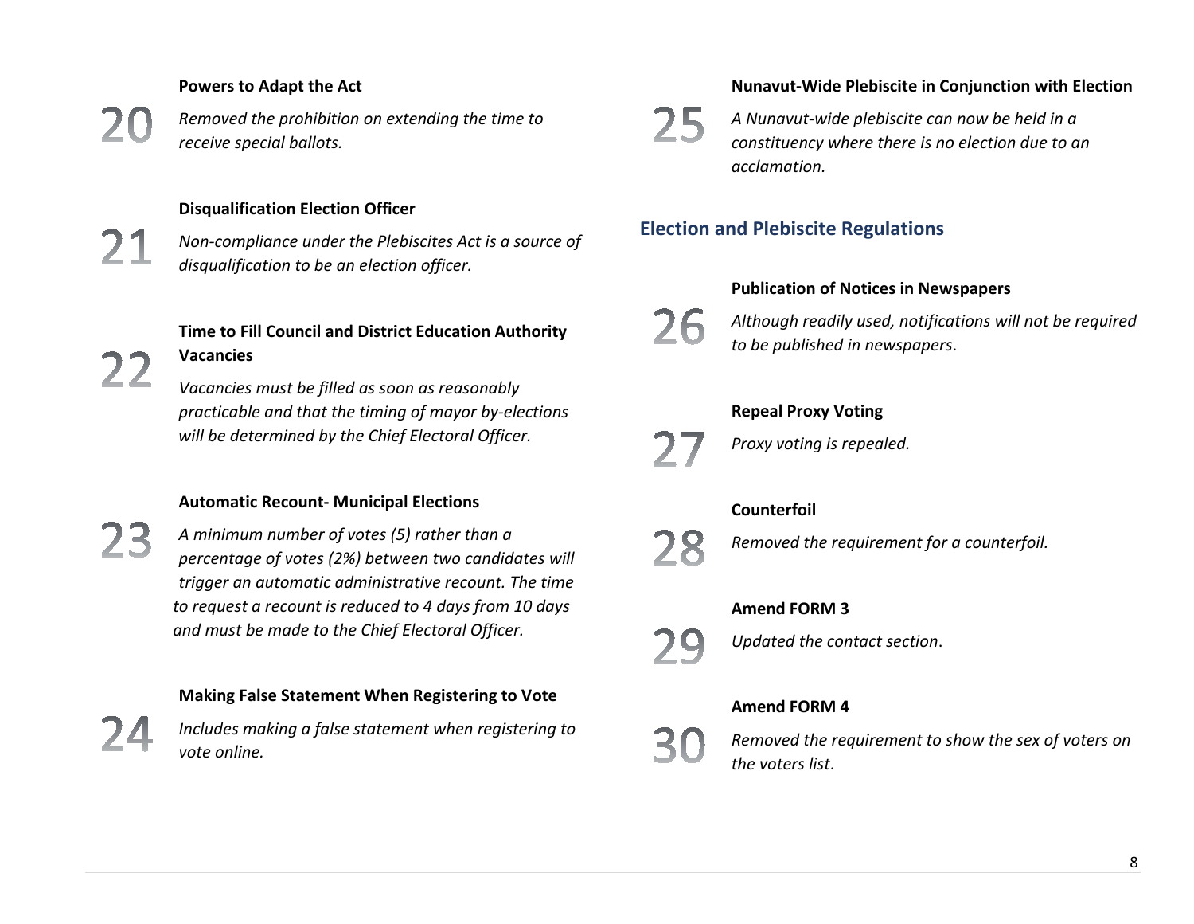**20**

**Powers to Adapt the Act**

*Removed the prohibition on extending the time to receive special ballots.*

**21**

**Disqualification Election Officer**

*Non-compliance under the Plebiscites Act is a source of disqualification to be an election officer.*

**22**

**Time to Fill Council and District Education Authority Vacancies**

*Vacancies must be filled as soon as reasonably practicable and that the timing of mayor by-elections will be determined by the Chief Electoral Officer.*

**23**

**Automatic Recount- Municipal Elections**

*A minimum number of votes (5) rather than a percentage of votes (2%) between two candidates will trigger an automatic administrative recount. The time to request a recount is reduced to 4 days from 10 days and must be made to the Chief Electoral Officer.*

**24**

**Making False Statement When Registering to Vote**

*Includes making a false statement when registering to vote online.*

**25**

**Nunavut-Wide Plebiscite in Conjunction with Election**

*A Nunavut-wide plebiscite can now be held in a constituency where there is no election due to an acclamation.*

## Election and Plebiscite Regulations

**26**

**Publication of Notices in Newspapers**

*Although readily used, notifications will not be required to be published in newspapers*.

**27**

**Repeal Proxy Voting**

*Proxy voting is repealed.*

**28**

**Counterfoil**

*Removed the requirement for a counterfoil.*

**29**

**Amend FORM 3**

*Updated the contact section*.

**30**

**Amend FORM 4**

*Removed the requirement to show the sex of voters on the voters list*.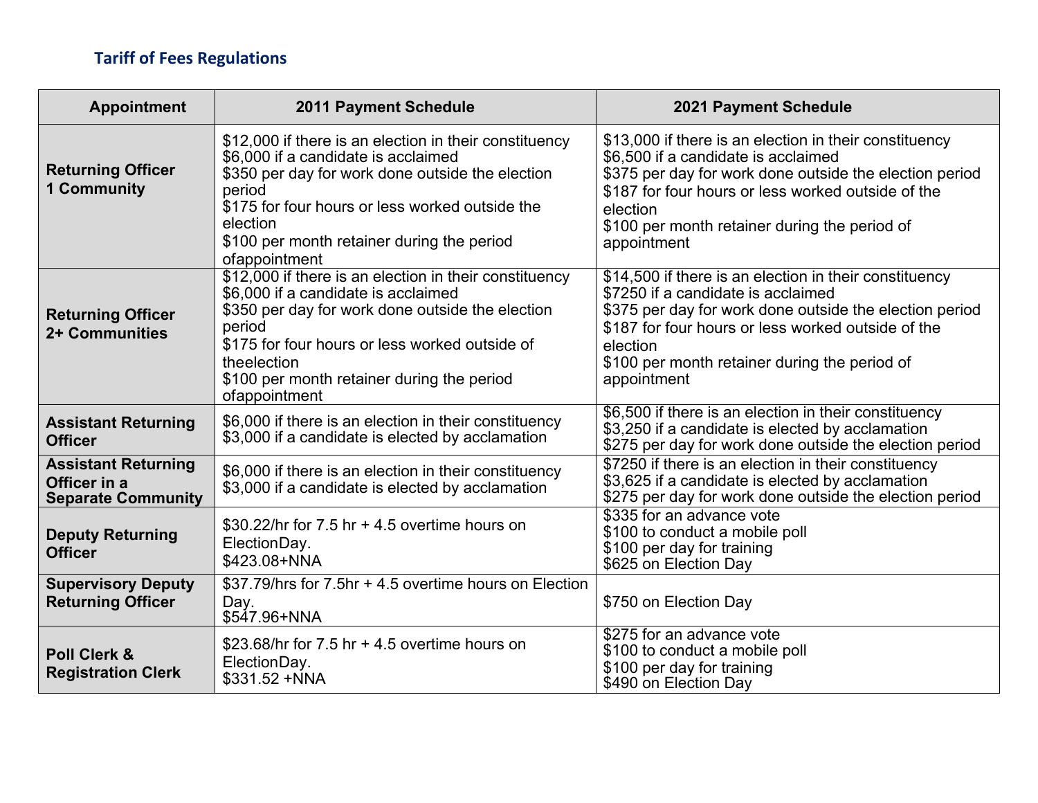## Tariff of Fees Regulations

| Appointment | 2011 Payment Schedule | 2021 Payment Schedule |
|---|---|---|
| **Returning Officer 1 Community** | $12,000 if there is an election in their constituency<br>$6,000 if a candidate is acclaimed<br>$350 per day for work done outside the election period<br>$175 for four hours or less worked outside the election<br>$100 per month retainer during the period ofappointment | $13,000 if there is an election in their constituency<br>$6,500 if a candidate is acclaimed<br>$375 per day for work done outside the election period<br>$187 for four hours or less worked outside of the election<br>$100 per month retainer during the period of appointment |
| **Returning Officer 2+ Communities** | $12,000 if there is an election in their constituency<br>$6,000 if a candidate is acclaimed<br>$350 per day for work done outside the election period<br>$175 for four hours or less worked outside of theelection<br>$100 per month retainer during the period ofappointment | $14,500 if there is an election in their constituency<br>$7250 if a candidate is acclaimed<br>$375 per day for work done outside the election period<br>$187 for four hours or less worked outside of the election<br>$100 per month retainer during the period of appointment |
| **Assistant Returning Officer** | $6,000 if there is an election in their constituency<br>$3,000 if a candidate is elected by acclamation | $6,500 if there is an election in their constituency<br>$3,250 if a candidate is elected by acclamation<br>$275 per day for work done outside the election period |
| **Assistant Returning Officer in a Separate Community** | $6,000 if there is an election in their constituency<br>$3,000 if a candidate is elected by acclamation | $7250 if there is an election in their constituency<br>$3,625 if a candidate is elected by acclamation<br>$275 per day for work done outside the election period |
| **Deputy Returning Officer** | $30.22/hr for 7.5 hr + 4.5 overtime hours on ElectionDay.<br>$423.08+NNA | $335 for an advance vote<br>$100 to conduct a mobile poll<br>$100 per day for training<br>$625 on Election Day |
| **Supervisory Deputy Returning Officer** | $37.79/hrs for 7.5hr + 4.5 overtime hours on Election Day.<br>$547.96+NNA | $750 on Election Day |
| **Poll Clerk & Registration Clerk** | $23.68/hr for 7.5 hr + 4.5 overtime hours on ElectionDay.<br>$331.52 +NNA | $275 for an advance vote<br>$100 to conduct a mobile poll<br>$100 per day for training<br>$490 on Election Day |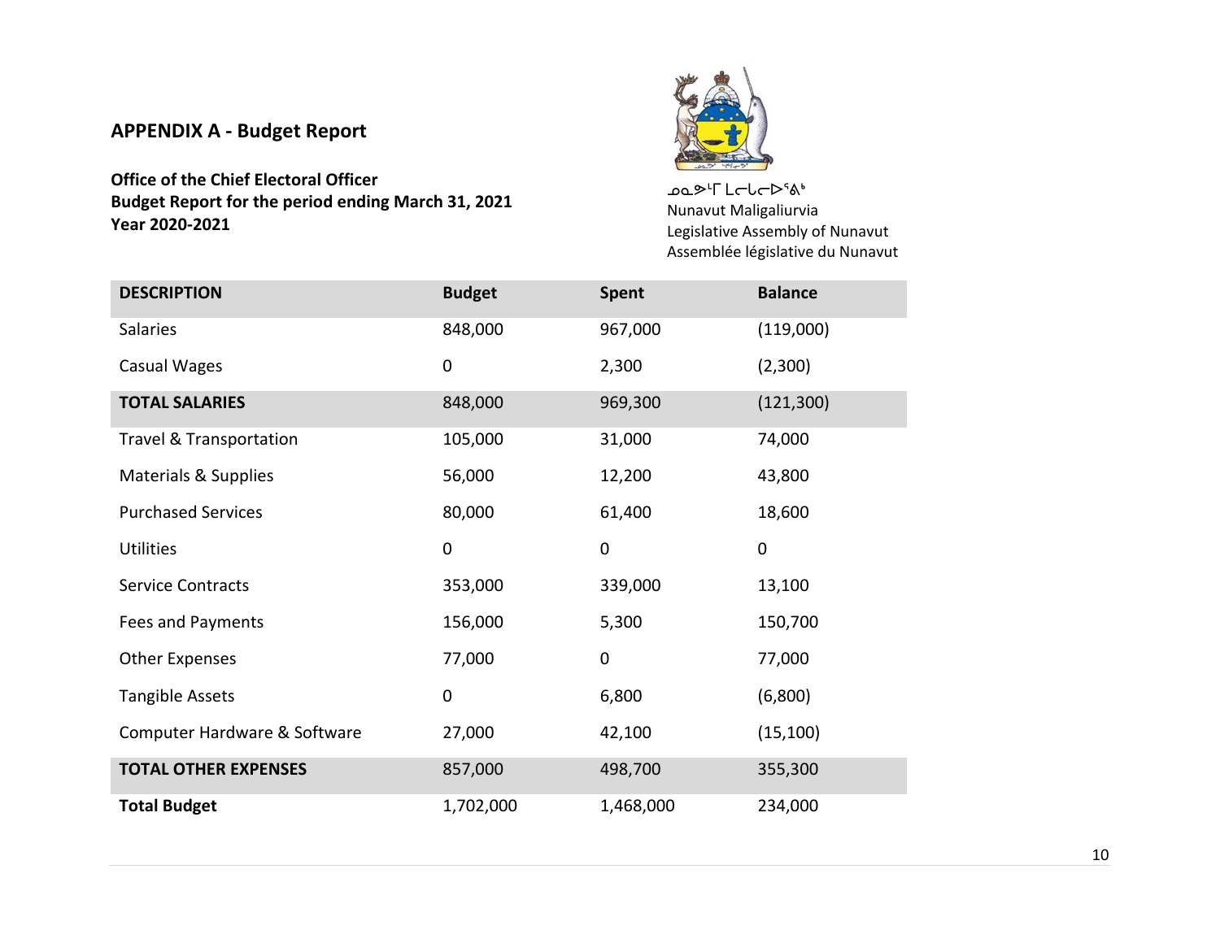## APPENDIX A - Budget Report

**Office of the Chief Electoral Officer**
**Budget Report for the period ending March 31, 2021**
**Year 2020-2021**

ᓄᓇᕗᒻᒥ ᒪᓕᒐᓕᐅᕐᕕᒃ
Nunavut Maligaliurvia
Legislative Assembly of Nunavut
Assemblée législative du Nunavut

| DESCRIPTION | Budget | Spent | Balance |
|---|---|---|---|
| Salaries | 848,000 | 967,000 | (119,000) |
| Casual Wages | 0 | 2,300 | (2,300) |
| **TOTAL SALARIES** | 848,000 | 969,300 | (121,300) |
| Travel & Transportation | 105,000 | 31,000 | 74,000 |
| Materials & Supplies | 56,000 | 12,200 | 43,800 |
| Purchased Services | 80,000 | 61,400 | 18,600 |
| Utilities | 0 | 0 | 0 |
| Service Contracts | 353,000 | 339,000 | 13,100 |
| Fees and Payments | 156,000 | 5,300 | 150,700 |
| Other Expenses | 77,000 | 0 | 77,000 |
| Tangible Assets | 0 | 6,800 | (6,800) |
| Computer Hardware & Software | 27,000 | 42,100 | (15,100) |
| **TOTAL OTHER EXPENSES** | 857,000 | 498,700 | 355,300 |
| **Total Budget** | 1,702,000 | 1,468,000 | 234,000 |